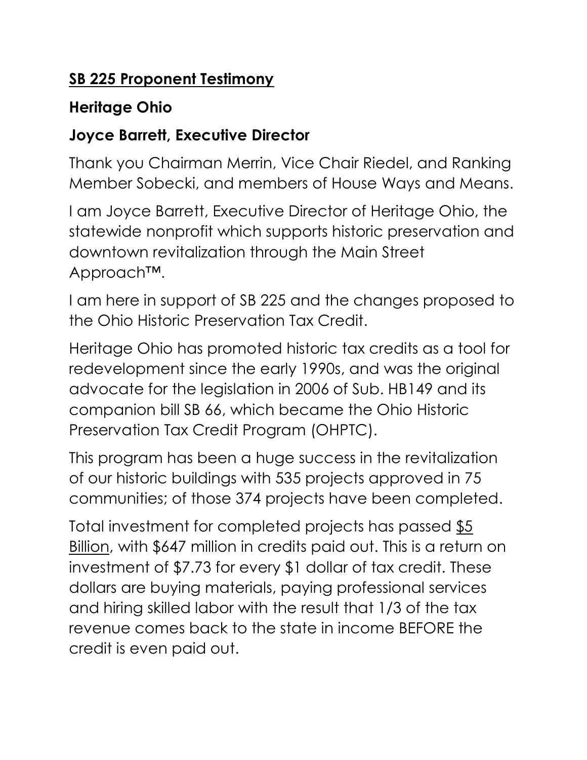## SB 225 Proponent Testimony

### Heritage Ohio

### Joyce Barrett, Executive Director

Thank you Chairman Merrin, Vice Chair Riedel, and Ranking Member Sobecki, and members of House Ways and Means.

I am Joyce Barrett, Executive Director of Heritage Ohio, the statewide nonprofit which supports historic preservation and downtown revitalization through the Main Street Approach™.

I am here in support of SB 225 and the changes proposed to the Ohio Historic Preservation Tax Credit.

Heritage Ohio has promoted historic tax credits as a tool for redevelopment since the early 1990s, and was the original advocate for the legislation in 2006 of Sub. HB149 and its companion bill SB 66, which became the Ohio Historic Preservation Tax Credit Program (OHPTC).

This program has been a huge success in the revitalization of our historic buildings with 535 projects approved in 75 communities; of those 374 projects have been completed.

Total investment for completed projects has passed $5 Billion, with $647 million in credits paid out. This is a return on investment of $7.73 for every $1 dollar of tax credit. These dollars are buying materials, paying professional services and hiring skilled labor with the result that 1/3 of the tax revenue comes back to the state in income BEFORE the credit is even paid out.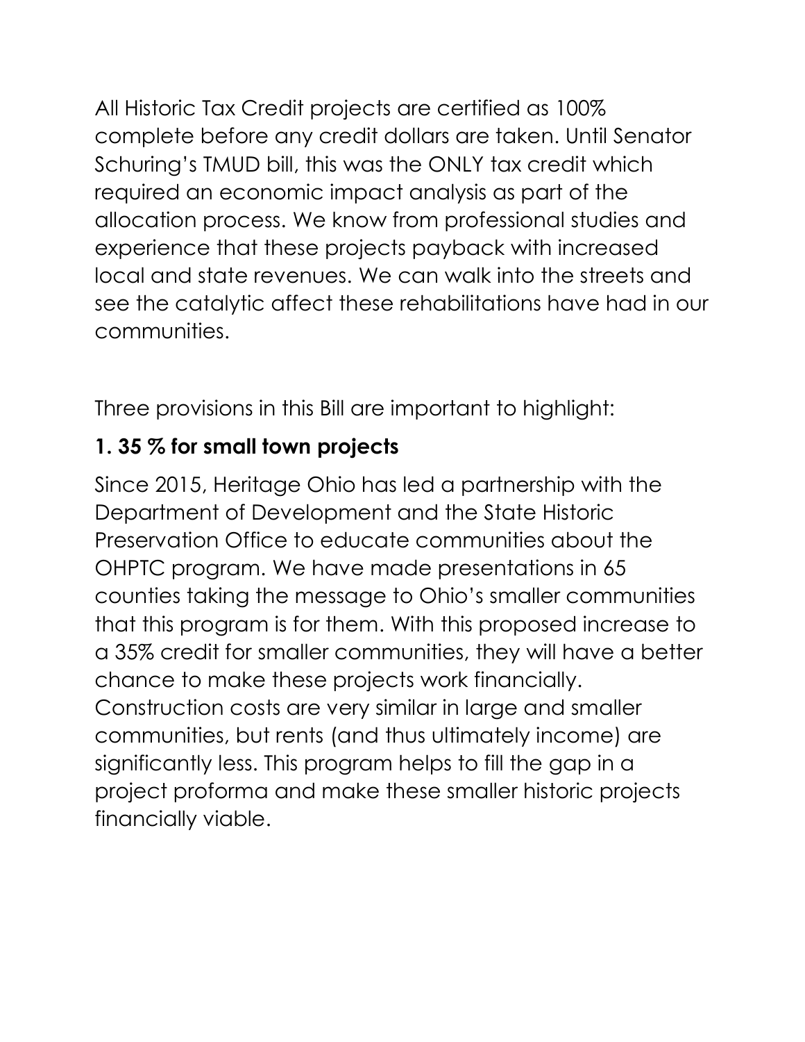All Historic Tax Credit projects are certified as 100% complete before any credit dollars are taken. Until Senator Schuring's TMUD bill, this was the ONLY tax credit which required an economic impact analysis as part of the allocation process. We know from professional studies and experience that these projects payback with increased local and state revenues. We can walk into the streets and see the catalytic affect these rehabilitations have had in our communities.

Three provisions in this Bill are important to highlight:

**1. 35 % for small town projects**

Since 2015, Heritage Ohio has led a partnership with the Department of Development and the State Historic Preservation Office to educate communities about the OHPTC program. We have made presentations in 65 counties taking the message to Ohio's smaller communities that this program is for them. With this proposed increase to a 35% credit for smaller communities, they will have a better chance to make these projects work financially. Construction costs are very similar in large and smaller communities, but rents (and thus ultimately income) are significantly less. This program helps to fill the gap in a project proforma and make these smaller historic projects financially viable.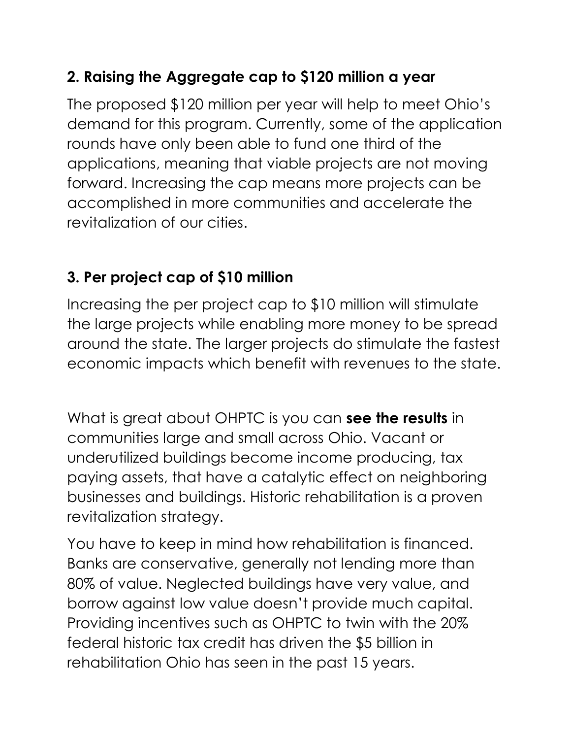### **2. Raising the Aggregate cap to $120 million a year**

The proposed $120 million per year will help to meet Ohio's demand for this program. Currently, some of the application rounds have only been able to fund one third of the applications, meaning that viable projects are not moving forward. Increasing the cap means more projects can be accomplished in more communities and accelerate the revitalization of our cities.

### **3. Per project cap of $10 million**

Increasing the per project cap to $10 million will stimulate the large projects while enabling more money to be spread around the state. The larger projects do stimulate the fastest economic impacts which benefit with revenues to the state.

What is great about OHPTC is you can **see the results** in communities large and small across Ohio. Vacant or underutilized buildings become income producing, tax paying assets, that have a catalytic effect on neighboring businesses and buildings. Historic rehabilitation is a proven revitalization strategy.

You have to keep in mind how rehabilitation is financed. Banks are conservative, generally not lending more than 80% of value. Neglected buildings have very value, and borrow against low value doesn't provide much capital. Providing incentives such as OHPTC to twin with the 20% federal historic tax credit has driven the $5 billion in rehabilitation Ohio has seen in the past 15 years.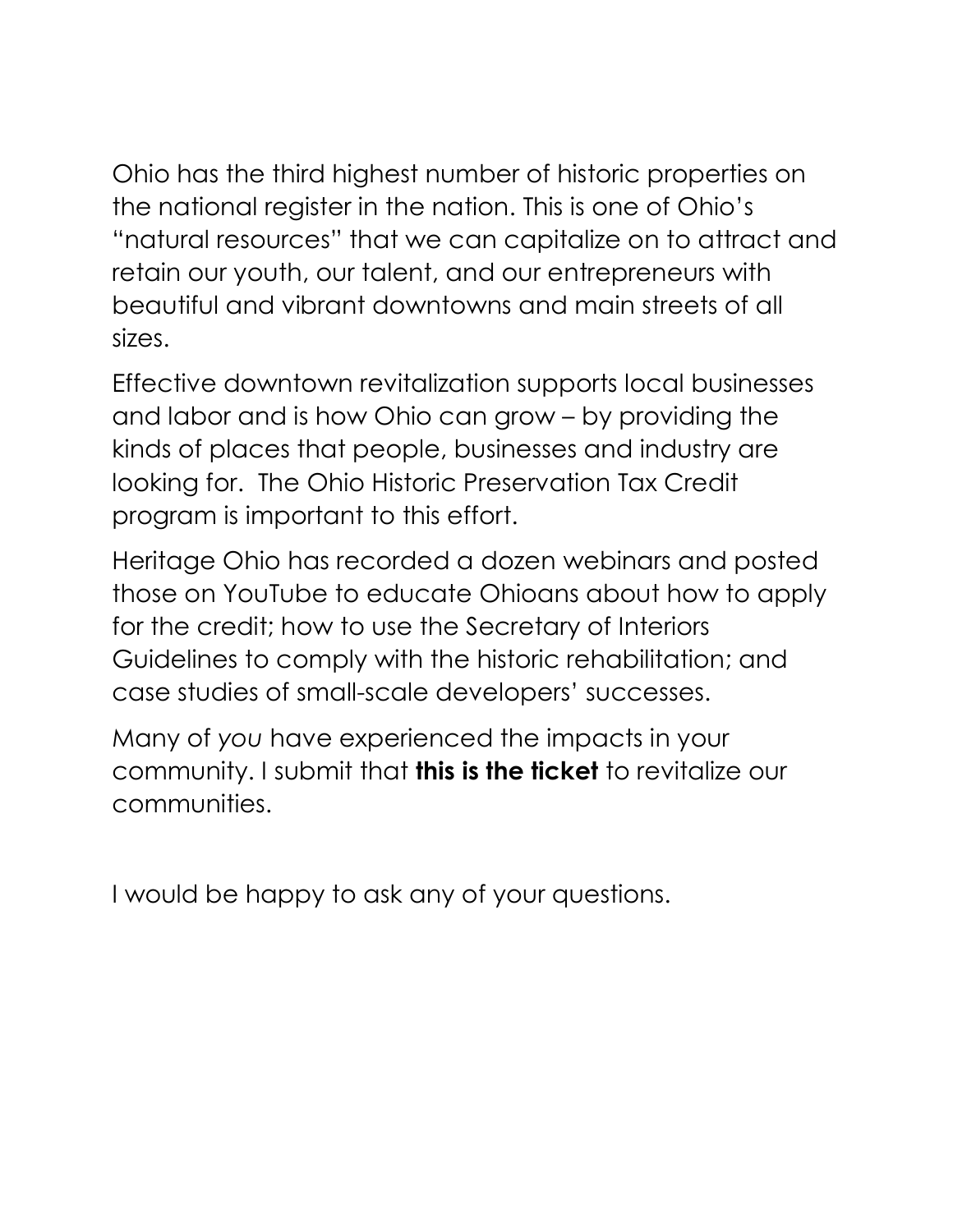Ohio has the third highest number of historic properties on the national register in the nation. This is one of Ohio's "natural resources" that we can capitalize on to attract and retain our youth, our talent, and our entrepreneurs with beautiful and vibrant downtowns and main streets of all sizes.

Effective downtown revitalization supports local businesses and labor and is how Ohio can grow – by providing the kinds of places that people, businesses and industry are looking for. The Ohio Historic Preservation Tax Credit program is important to this effort.

Heritage Ohio has recorded a dozen webinars and posted those on YouTube to educate Ohioans about how to apply for the credit; how to use the Secretary of Interiors Guidelines to comply with the historic rehabilitation; and case studies of small-scale developers' successes.

Many of *you* have experienced the impacts in your community. I submit that **this is the ticket** to revitalize our communities.

I would be happy to ask any of your questions.